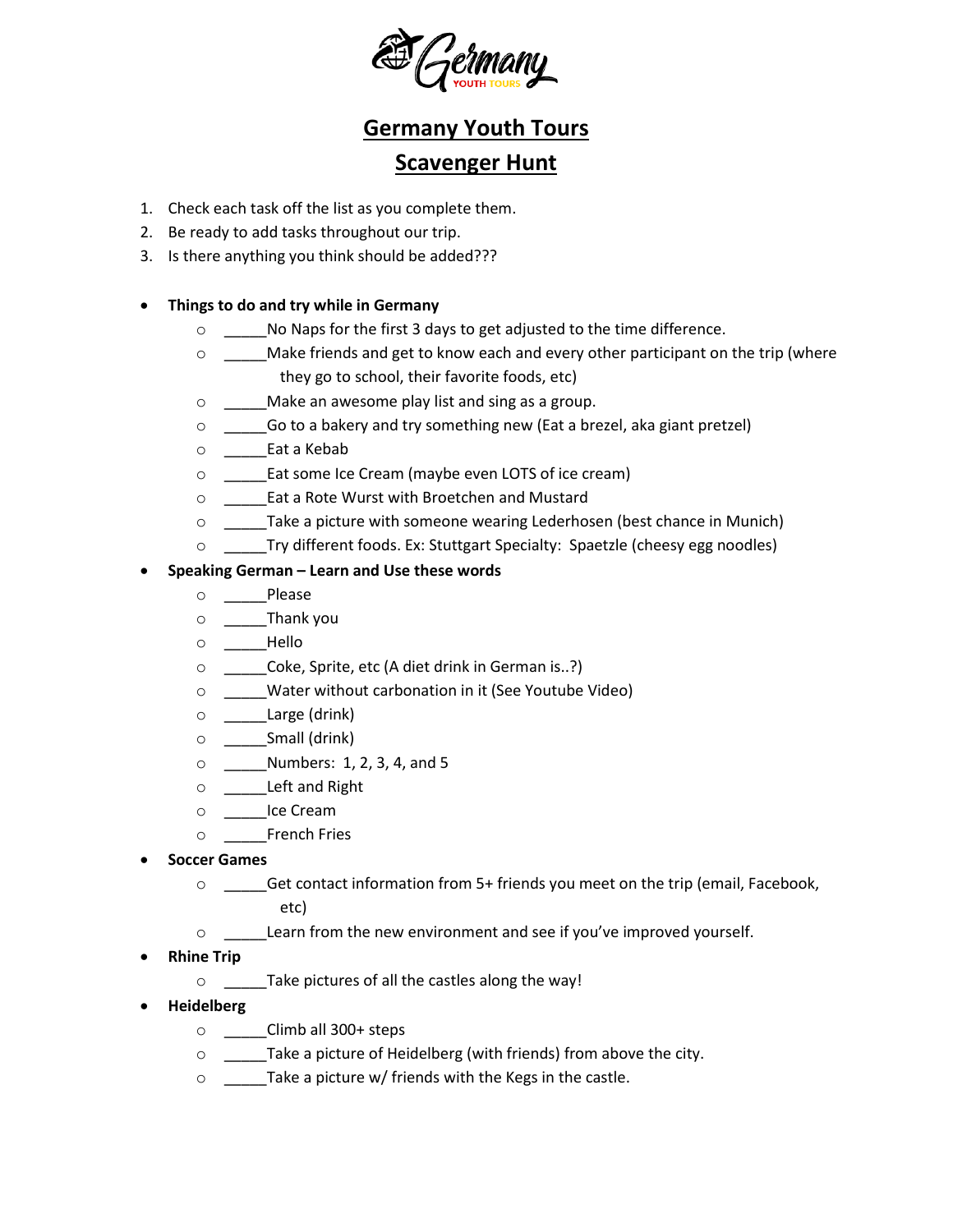# Germany Youth Tours

## Scavenger Hunt

1. Check each task off the list as you complete them.
2. Be ready to add tasks throughout our trip.
3. Is there anything you think should be added???

- **Things to do and try while in Germany**
    - _____No Naps for the first 3 days to get adjusted to the time difference.
    - _____Make friends and get to know each and every other participant on the trip (where they go to school, their favorite foods, etc)
    - _____Make an awesome play list and sing as a group.
    - _____Go to a bakery and try something new (Eat a brezel, aka giant pretzel)
    - _____Eat a Kebab
    - _____Eat some Ice Cream (maybe even LOTS of ice cream)
    - _____Eat a Rote Wurst with Broetchen and Mustard
    - _____Take a picture with someone wearing Lederhosen (best chance in Munich)
    - _____Try different foods. Ex: Stuttgart Specialty: Spaetzle (cheesy egg noodles)
- **Speaking German – Learn and Use these words**
    - _____Please
    - _____Thank you
    - _____Hello
    - _____Coke, Sprite, etc (A diet drink in German is..?)
    - _____Water without carbonation in it (See Youtube Video)
    - _____Large (drink)
    - _____Small (drink)
    - _____Numbers: 1, 2, 3, 4, and 5
    - _____Left and Right
    - _____Ice Cream
    - _____French Fries
- **Soccer Games**
    - _____Get contact information from 5+ friends you meet on the trip (email, Facebook, etc)
    - _____Learn from the new environment and see if you've improved yourself.
- **Rhine Trip**
    - _____Take pictures of all the castles along the way!
- **Heidelberg**
    - _____Climb all 300+ steps
    - _____Take a picture of Heidelberg (with friends) from above the city.
    - _____Take a picture w/ friends with the Kegs in the castle.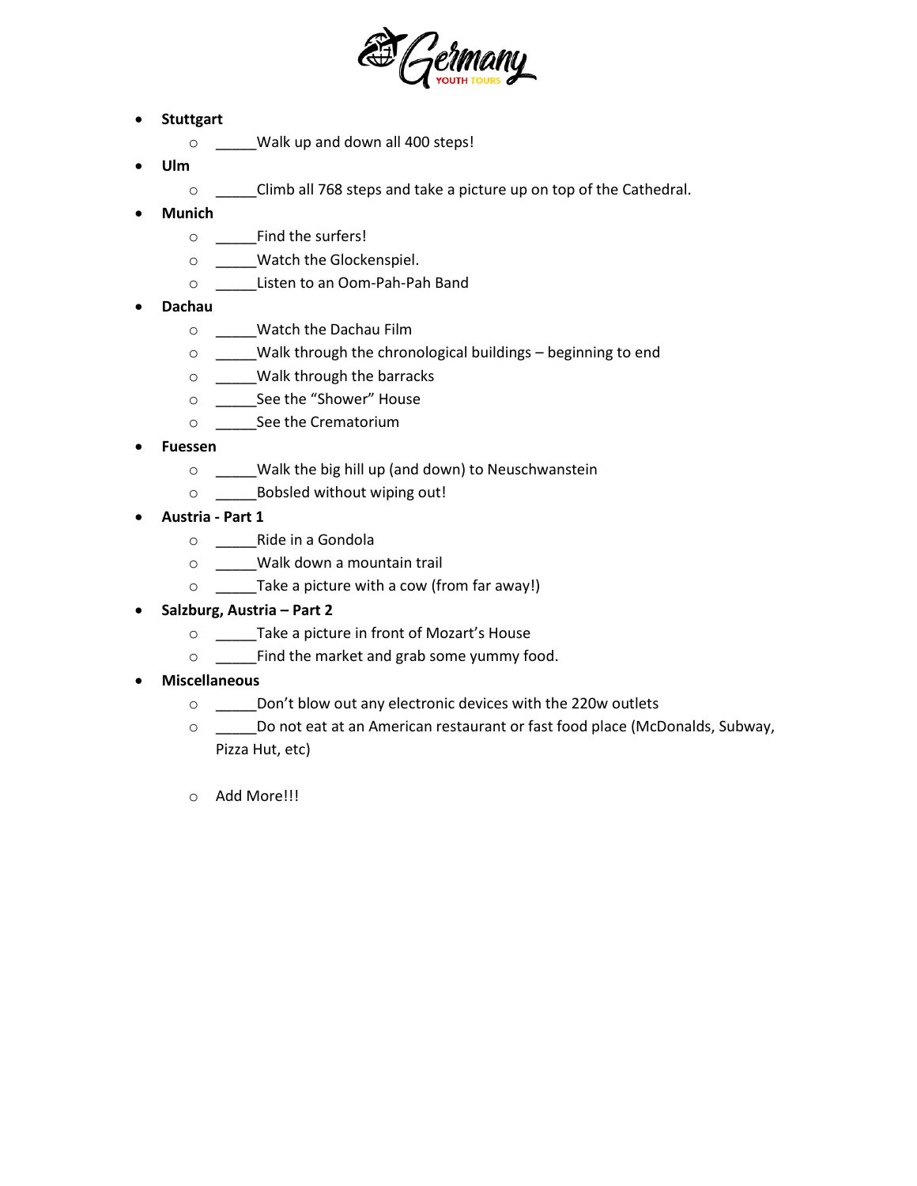- **Stuttgart**
  - _____Walk up and down all 400 steps!
- **Ulm**
  - _____Climb all 768 steps and take a picture up on top of the Cathedral.
- **Munich**
  - _____Find the surfers!
  - _____Watch the Glockenspiel.
  - _____Listen to an Oom-Pah-Pah Band
- **Dachau**
  - _____Watch the Dachau Film
  - _____Walk through the chronological buildings – beginning to end
  - _____Walk through the barracks
  - _____See the "Shower" House
  - _____See the Crematorium
- **Fuessen**
  - _____Walk the big hill up (and down) to Neuschwanstein
  - _____Bobsled without wiping out!
- **Austria - Part 1**
  - _____Ride in a Gondola
  - _____Walk down a mountain trail
  - _____Take a picture with a cow (from far away!)
- **Salzburg, Austria – Part 2**
  - _____Take a picture in front of Mozart's House
  - _____Find the market and grab some yummy food.
- **Miscellaneous**
  - _____Don't blow out any electronic devices with the 220w outlets
  - _____Do not eat at an American restaurant or fast food place (McDonalds, Subway, Pizza Hut, etc)

  - Add More!!!